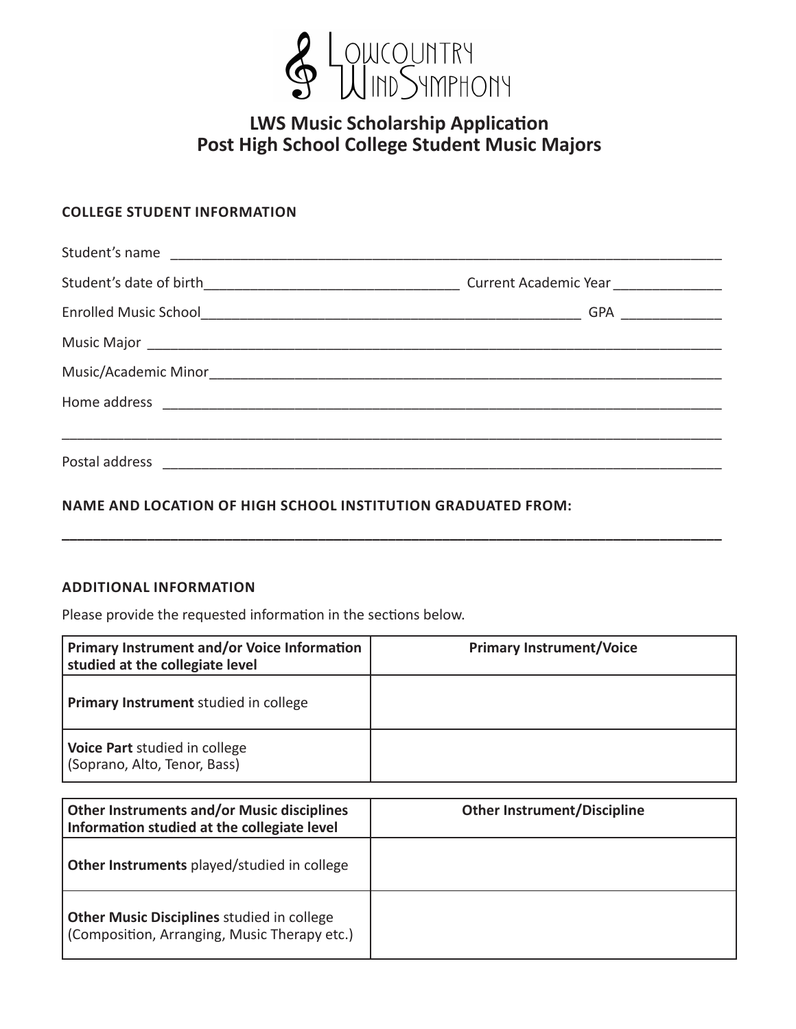Lowcountry Wind Symphony

# LWS Music Scholarship Application
# Post High School College Student Music Majors

### COLLEGE STUDENT INFORMATION

Student's name ___________________________________________________________________________

Student's date of birth________________________________ Current Academic Year ______________

Enrolled Music School____________________________________________________ GPA _____________

Music Major ______________________________________________________________________________

Music/Academic Minor_____________________________________________________________________

Home address _____________________________________________________________________________

__________________________________________________________________________________________

Postal address ____________________________________________________________________________

### NAME AND LOCATION OF HIGH SCHOOL INSTITUTION GRADUATED FROM:

__________________________________________________________________________________________

### ADDITIONAL INFORMATION

Please provide the requested information in the sections below.

| **Primary Instrument and/or Voice Information studied at the collegiate level** | **Primary Instrument/Voice** |
|---|---|
| **Primary Instrument** studied in college | |
| **Voice Part** studied in college (Soprano, Alto, Tenor, Bass) | |

| **Other Instruments and/or Music disciplines Information studied at the collegiate level** | **Other Instrument/Discipline** |
|---|---|
| **Other Instruments** played/studied in college | |
| **Other Music Disciplines** studied in college (Composition, Arranging, Music Therapy etc.) | |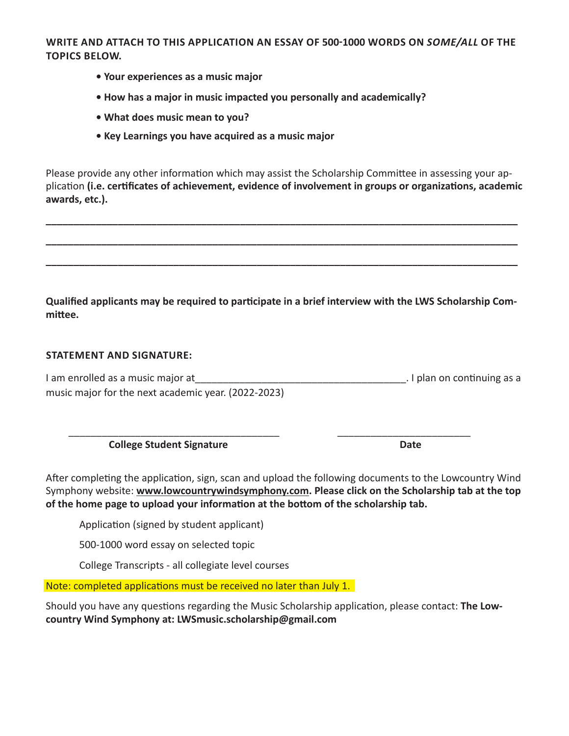**WRITE AND ATTACH TO THIS APPLICATION AN ESSAY OF 500-1000 WORDS ON *SOME/ALL* OF THE TOPICS BELOW.**

- **Your experiences as a music major**
- **How has a major in music impacted you personally and academically?**
- **What does music mean to you?**
- **Key Learnings you have acquired as a music major**

Please provide any other information which may assist the Scholarship Committee in assessing your application **(i.e. certificates of achievement, evidence of involvement in groups or organizations, academic awards, etc.).**

\_\_\_\_\_\_\_\_\_\_\_\_\_\_\_\_\_\_\_\_\_\_\_\_\_\_\_\_\_\_\_\_\_\_\_\_\_\_\_\_\_\_\_\_\_\_\_\_\_\_\_\_\_\_\_\_\_\_\_\_\_\_\_\_\_\_\_\_\_\_\_\_\_\_\_\_\_\_

\_\_\_\_\_\_\_\_\_\_\_\_\_\_\_\_\_\_\_\_\_\_\_\_\_\_\_\_\_\_\_\_\_\_\_\_\_\_\_\_\_\_\_\_\_\_\_\_\_\_\_\_\_\_\_\_\_\_\_\_\_\_\_\_\_\_\_\_\_\_\_\_\_\_\_\_\_\_

\_\_\_\_\_\_\_\_\_\_\_\_\_\_\_\_\_\_\_\_\_\_\_\_\_\_\_\_\_\_\_\_\_\_\_\_\_\_\_\_\_\_\_\_\_\_\_\_\_\_\_\_\_\_\_\_\_\_\_\_\_\_\_\_\_\_\_\_\_\_\_\_\_\_\_\_\_\_

**Qualified applicants may be required to participate in a brief interview with the LWS Scholarship Committee.**

**STATEMENT AND SIGNATURE:**

I am enrolled as a music major at\_\_\_\_\_\_\_\_\_\_\_\_\_\_\_\_\_\_\_\_\_\_\_\_\_\_\_\_\_\_\_\_\_\_\_\_\_\_. I plan on continuing as a music major for the next academic year. (2022-2023)

\_\_\_\_\_\_\_\_\_\_\_\_\_\_\_\_\_\_\_\_\_\_\_\_\_\_\_\_\_\_\_\_\_\_\_\_\_\_ \_\_\_\_\_\_\_\_\_\_\_\_\_\_\_\_\_\_\_\_\_\_\_\_

**College Student Signature** **Date**

After completing the application, sign, scan and upload the following documents to the Lowcountry Wind Symphony website: **www.lowcountrywindsymphony.com. Please click on the Scholarship tab at the top of the home page to upload your information at the bottom of the scholarship tab.**

Application (signed by student applicant)

500-1000 word essay on selected topic

College Transcripts - all collegiate level courses

Note: completed applications must be received no later than July 1.

Should you have any questions regarding the Music Scholarship application, please contact: **The Lowcountry Wind Symphony at: LWSmusic.scholarship@gmail.com**